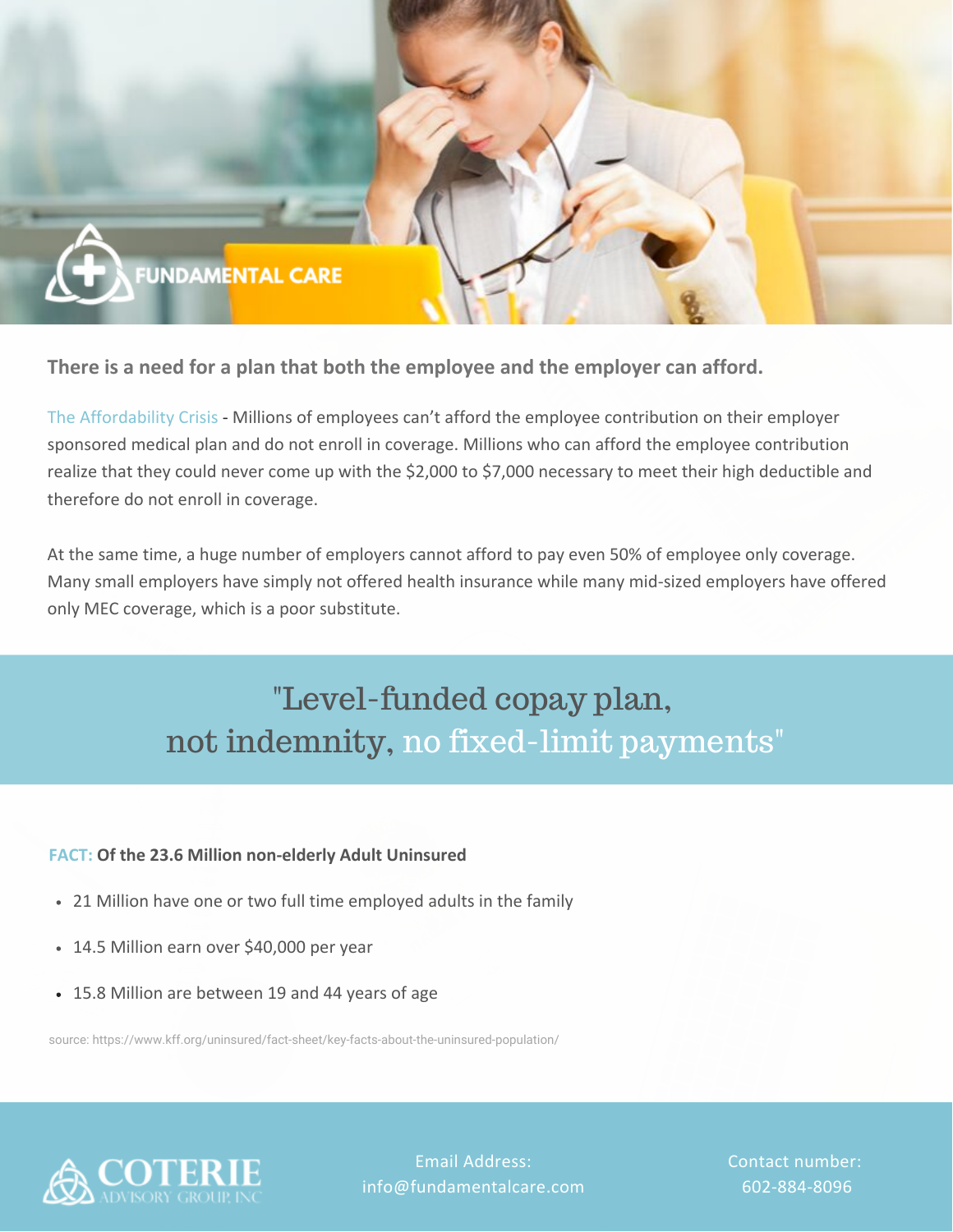FUNDAMENTAL CARE

**There is a need for a plan that both the employee and the employer can afford.**

The Affordability Crisis - Millions of employees can't afford the employee contribution on their employer sponsored medical plan and do not enroll in coverage. Millions who can afford the employee contribution realize that they could never come up with the $2,000 to $7,000 necessary to meet their high deductible and therefore do not enroll in coverage.

At the same time, a huge number of employers cannot afford to pay even 50% of employee only coverage. Many small employers have simply not offered health insurance while many mid-sized employers have offered only MEC coverage, which is a poor substitute.

## "Level-funded copay plan, not indemnity, no fixed-limit payments"

**FACT: Of the 23.6 Million non-elderly Adult Uninsured**

- 21 Million have one or two full time employed adults in the family
- 14.5 Million earn over $40,000 per year
- 15.8 Million are between 19 and 44 years of age

source: https://www.kff.org/uninsured/fact-sheet/key-facts-about-the-uninsured-population/

COTERIE ADVISORY GROUP, INC

Email Address: info@fundamentalcare.com

Contact number: 602-884-8096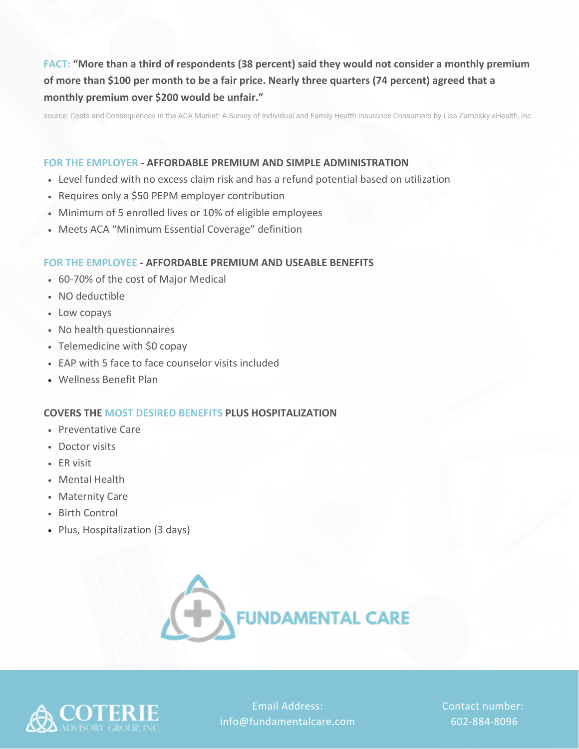**FACT: "More than a third of respondents (38 percent) said they would not consider a monthly premium of more than $100 per month to be a fair price. Nearly three quarters (74 percent) agreed that a monthly premium over $200 would be unfair."**

source: Costs and Consequences in the ACA Market: A Survey of Individual and Family Health Insurance Consumers by Lisa Zamosky eHealth, Inc.

## FOR THE EMPLOYER - AFFORDABLE PREMIUM AND SIMPLE ADMINISTRATION

- Level funded with no excess claim risk and has a refund potential based on utilization
- Requires only a $50 PEPM employer contribution
- Minimum of 5 enrolled lives or 10% of eligible employees
- Meets ACA "Minimum Essential Coverage" definition

## FOR THE EMPLOYEE - AFFORDABLE PREMIUM AND USEABLE BENEFITS

- 60-70% of the cost of Major Medical
- NO deductible
- Low copays
- No health questionnaires
- Telemedicine with $0 copay
- EAP with 5 face to face counselor visits included
- Wellness Benefit Plan

## COVERS THE MOST DESIRED BENEFITS PLUS HOSPITALIZATION

- Preventative Care
- Doctor visits
- ER visit
- Mental Health
- Maternity Care
- Birth Control
- Plus, Hospitalization (3 days)

FUNDAMENTAL CARE

COTERIE ADVISORY GROUP, INC

Email Address: info@fundamentalcare.com

Contact number: 602-884-8096